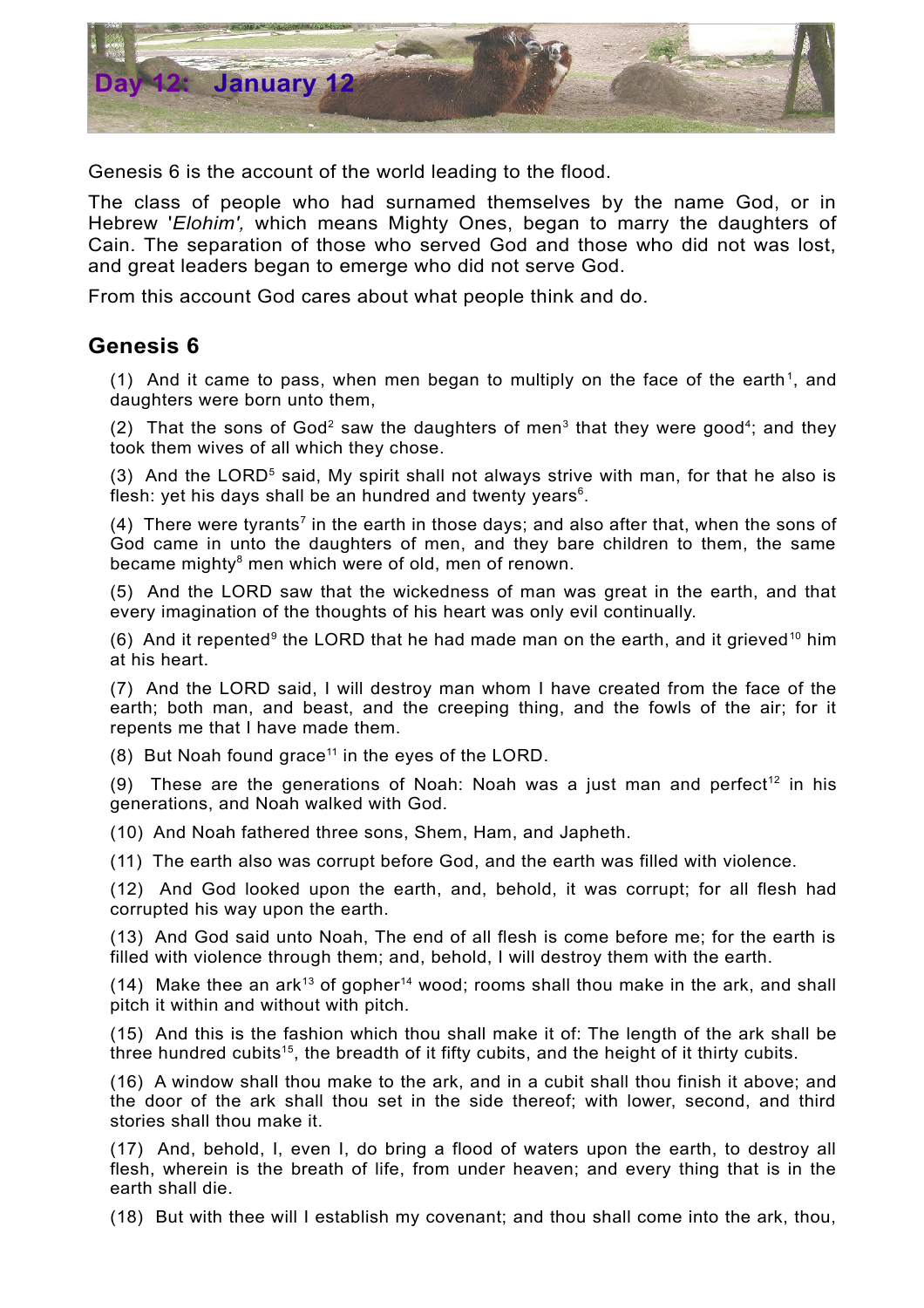# Day 12: January 12

Genesis 6 is the account of the world leading to the flood.

The class of people who had surnamed themselves by the name God, or in Hebrew '*Elohim',* which means Mighty Ones, began to marry the daughters of Cain. The separation of those who served God and those who did not was lost, and great leaders began to emerge who did not serve God.

From this account God cares about what people think and do.

## Genesis 6

(1) And it came to pass, when men began to multiply on the face of the earth[1], and daughters were born unto them,

(2) That the sons of God[2] saw the daughters of men[3] that they were good[4]; and they took them wives of all which they chose.

(3) And the LORD[5] said, My spirit shall not always strive with man, for that he also is flesh: yet his days shall be an hundred and twenty years[6].

(4) There were tyrants[7] in the earth in those days; and also after that, when the sons of God came in unto the daughters of men, and they bare children to them, the same became mighty[8] men which were of old, men of renown.

(5) And the LORD saw that the wickedness of man was great in the earth, and that every imagination of the thoughts of his heart was only evil continually.

(6) And it repented[9] the LORD that he had made man on the earth, and it grieved[10] him at his heart.

(7) And the LORD said, I will destroy man whom I have created from the face of the earth; both man, and beast, and the creeping thing, and the fowls of the air; for it repents me that I have made them.

(8) But Noah found grace[11] in the eyes of the LORD.

(9) These are the generations of Noah: Noah was a just man and perfect[12] in his generations, and Noah walked with God.

(10) And Noah fathered three sons, Shem, Ham, and Japheth.

(11) The earth also was corrupt before God, and the earth was filled with violence.

(12) And God looked upon the earth, and, behold, it was corrupt; for all flesh had corrupted his way upon the earth.

(13) And God said unto Noah, The end of all flesh is come before me; for the earth is filled with violence through them; and, behold, I will destroy them with the earth.

(14) Make thee an ark[13] of gopher[14] wood; rooms shall thou make in the ark, and shall pitch it within and without with pitch.

(15) And this is the fashion which thou shall make it of: The length of the ark shall be three hundred cubits[15], the breadth of it fifty cubits, and the height of it thirty cubits.

(16) A window shall thou make to the ark, and in a cubit shall thou finish it above; and the door of the ark shall thou set in the side thereof; with lower, second, and third stories shall thou make it.

(17) And, behold, I, even I, do bring a flood of waters upon the earth, to destroy all flesh, wherein is the breath of life, from under heaven; and every thing that is in the earth shall die.

(18) But with thee will I establish my covenant; and thou shall come into the ark, thou,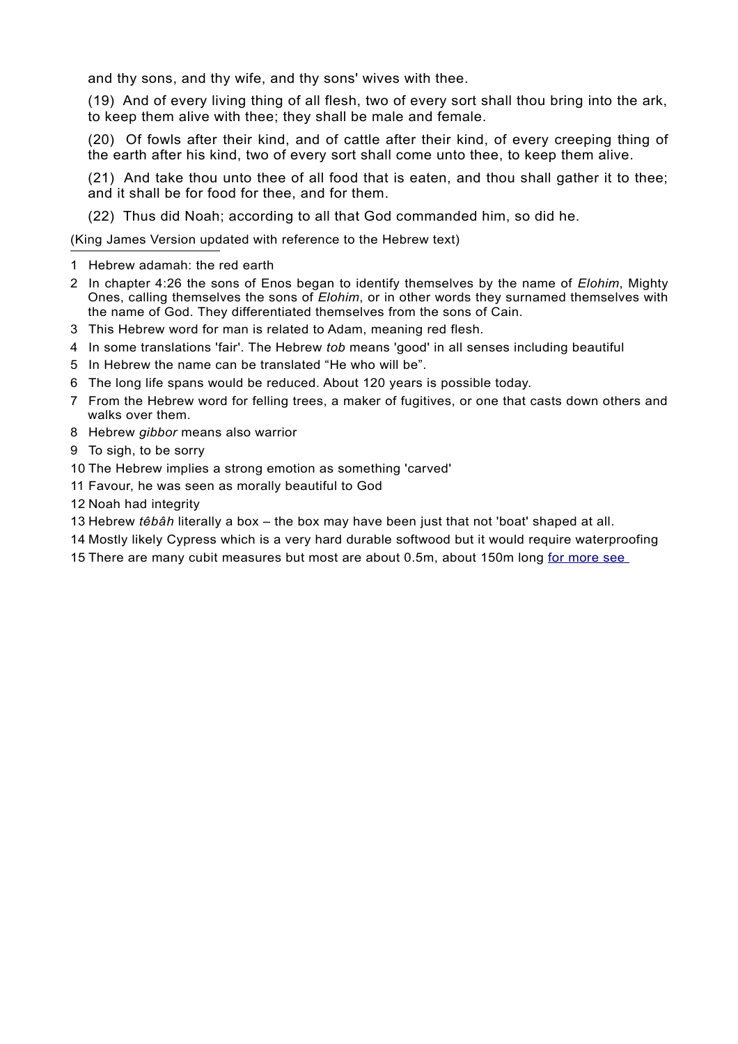and thy sons, and thy wife, and thy sons' wives with thee.

(19) And of every living thing of all flesh, two of every sort shall thou bring into the ark, to keep them alive with thee; they shall be male and female.

(20) Of fowls after their kind, and of cattle after their kind, of every creeping thing of the earth after his kind, two of every sort shall come unto thee, to keep them alive.

(21) And take thou unto thee of all food that is eaten, and thou shall gather it to thee; and it shall be for food for thee, and for them.

(22) Thus did Noah; according to all that God commanded him, so did he.

(King James Version updated with reference to the Hebrew text)

---

1 Hebrew adamah: the red earth

2 In chapter 4:26 the sons of Enos began to identify themselves by the name of *Elohim*, Mighty Ones, calling themselves the sons of *Elohim*, or in other words they surnamed themselves with the name of God. They differentiated themselves from the sons of Cain.

3 This Hebrew word for man is related to Adam, meaning red flesh.

4 In some translations 'fair'. The Hebrew *tob* means 'good' in all senses including beautiful

5 In Hebrew the name can be translated "He who will be".

6 The long life spans would be reduced. About 120 years is possible today.

7 From the Hebrew word for felling trees, a maker of fugitives, or one that casts down others and walks over them.

8 Hebrew *gibbor* means also warrior

9 To sigh, to be sorry

10 The Hebrew implies a strong emotion as something 'carved'

11 Favour, he was seen as morally beautiful to God

12 Noah had integrity

13 Hebrew *têbâh* literally a box – the box may have been just that not 'boat' shaped at all.

14 Mostly likely Cypress which is a very hard durable softwood but it would require waterproofing

15 There are many cubit measures but most are about 0.5m, about 150m long for more see